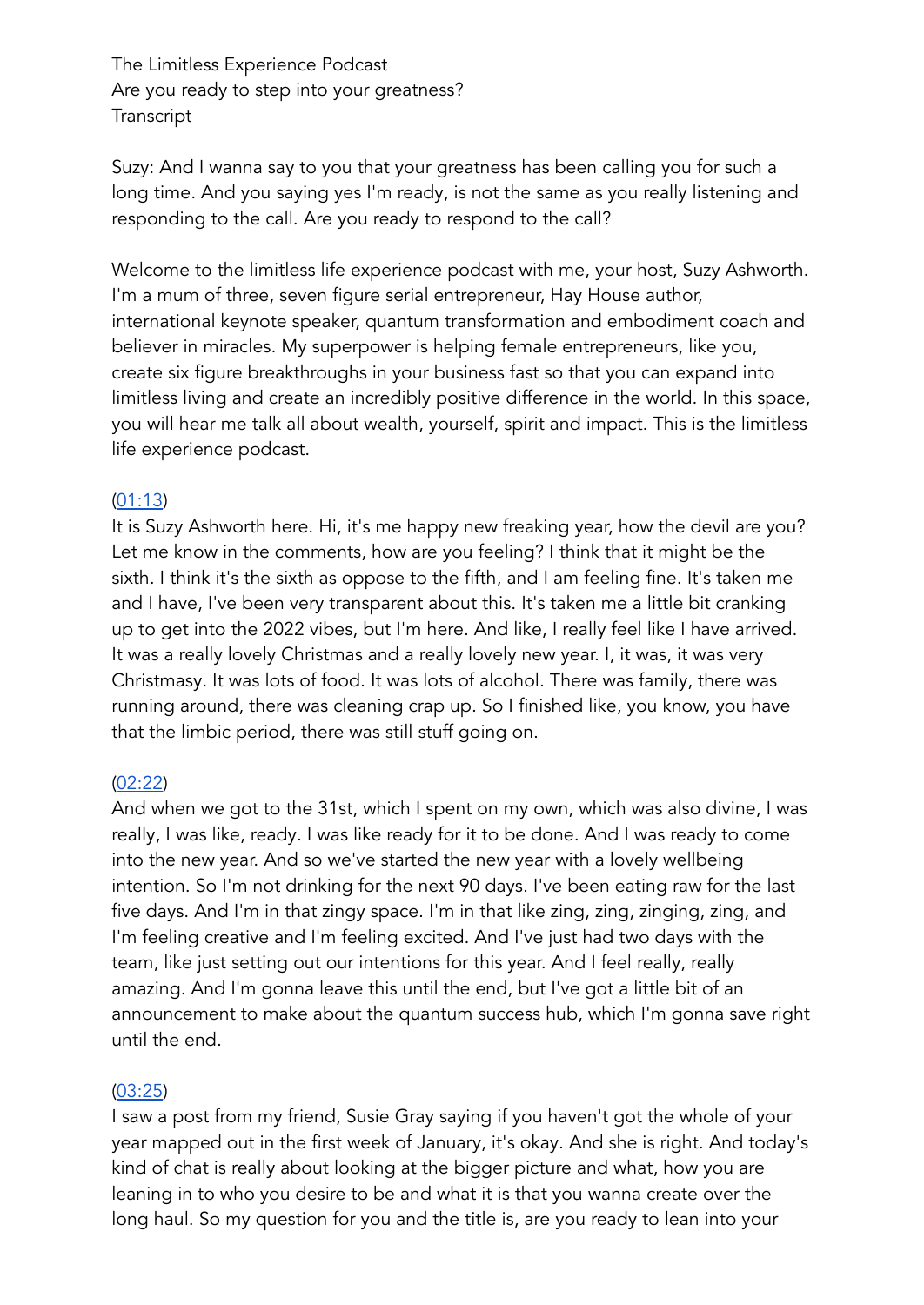The Limitless Experience Podcast
Are you ready to step into your greatness?
Transcript

Suzy: And I wanna say to you that your greatness has been calling you for such a long time. And you saying yes I'm ready, is not the same as you really listening and responding to the call. Are you ready to respond to the call?

Welcome to the limitless life experience podcast with me, your host, Suzy Ashworth. I'm a mum of three, seven figure serial entrepreneur, Hay House author, international keynote speaker, quantum transformation and embodiment coach and believer in miracles. My superpower is helping female entrepreneurs, like you, create six figure breakthroughs in your business fast so that you can expand into limitless living and create an incredibly positive difference in the world. In this space, you will hear me talk all about wealth, yourself, spirit and impact. This is the limitless life experience podcast.

(01:13)
It is Suzy Ashworth here. Hi, it's me happy new freaking year, how the devil are you? Let me know in the comments, how are you feeling? I think that it might be the sixth. I think it's the sixth as oppose to the fifth, and I am feeling fine. It's taken me and I have, I've been very transparent about this. It's taken me a little bit cranking up to get into the 2022 vibes, but I'm here. And like, I really feel like I have arrived. It was a really lovely Christmas and a really lovely new year. I, it was, it was very Christmasy. It was lots of food. It was lots of alcohol. There was family, there was running around, there was cleaning crap up. So I finished like, you know, you have that the limbic period, there was still stuff going on.

(02:22)
And when we got to the 31st, which I spent on my own, which was also divine, I was really, I was like, ready. I was like ready for it to be done. And I was ready to come into the new year. And so we've started the new year with a lovely wellbeing intention. So I'm not drinking for the next 90 days. I've been eating raw for the last five days. And I'm in that zingy space. I'm in that like zing, zing, zinging, zing, and I'm feeling creative and I'm feeling excited. And I've just had two days with the team, like just setting out our intentions for this year. And I feel really, really amazing. And I'm gonna leave this until the end, but I've got a little bit of an announcement to make about the quantum success hub, which I'm gonna save right until the end.

(03:25)
I saw a post from my friend, Susie Gray saying if you haven't got the whole of your year mapped out in the first week of January, it's okay. And she is right. And today's kind of chat is really about looking at the bigger picture and what, how you are leaning in to who you desire to be and what it is that you wanna create over the long haul. So my question for you and the title is, are you ready to lean into your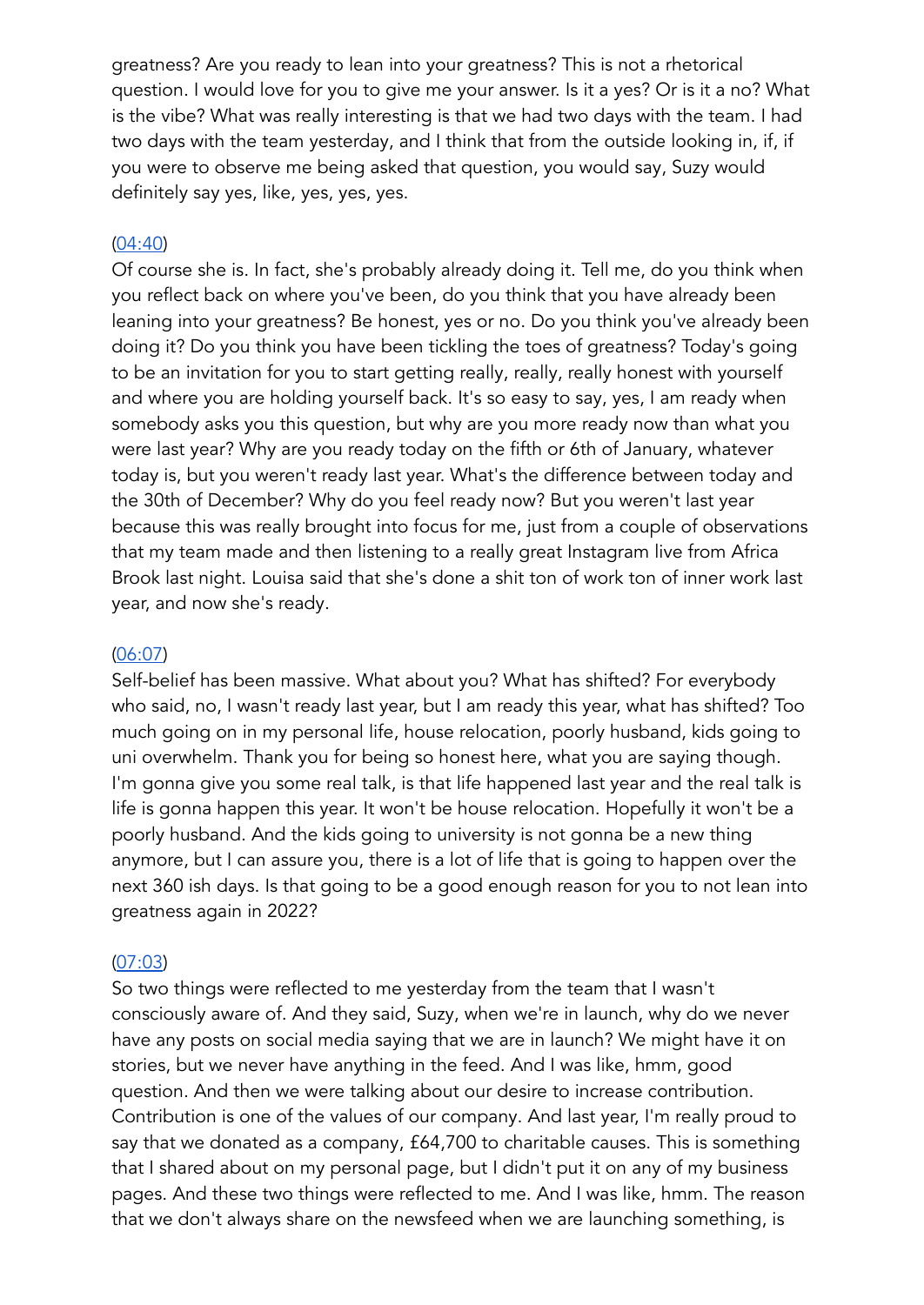greatness? Are you ready to lean into your greatness? This is not a rhetorical question. I would love for you to give me your answer. Is it a yes? Or is it a no? What is the vibe? What was really interesting is that we had two days with the team. I had two days with the team yesterday, and I think that from the outside looking in, if, if you were to observe me being asked that question, you would say, Suzy would definitely say yes, like, yes, yes, yes.

(04:40)
Of course she is. In fact, she's probably already doing it. Tell me, do you think when you reflect back on where you've been, do you think that you have already been leaning into your greatness? Be honest, yes or no. Do you think you've already been doing it? Do you think you have been tickling the toes of greatness? Today's going to be an invitation for you to start getting really, really, really honest with yourself and where you are holding yourself back. It's so easy to say, yes, I am ready when somebody asks you this question, but why are you more ready now than what you were last year? Why are you ready today on the fifth or 6th of January, whatever today is, but you weren't ready last year. What's the difference between today and the 30th of December? Why do you feel ready now? But you weren't last year because this was really brought into focus for me, just from a couple of observations that my team made and then listening to a really great Instagram live from Africa Brook last night. Louisa said that she's done a shit ton of work ton of inner work last year, and now she's ready.

(06:07)
Self-belief has been massive. What about you? What has shifted? For everybody who said, no, I wasn't ready last year, but I am ready this year, what has shifted? Too much going on in my personal life, house relocation, poorly husband, kids going to uni overwhelm. Thank you for being so honest here, what you are saying though. I'm gonna give you some real talk, is that life happened last year and the real talk is life is gonna happen this year. It won't be house relocation. Hopefully it won't be a poorly husband. And the kids going to university is not gonna be a new thing anymore, but I can assure you, there is a lot of life that is going to happen over the next 360 ish days. Is that going to be a good enough reason for you to not lean into greatness again in 2022?

(07:03)
So two things were reflected to me yesterday from the team that I wasn't consciously aware of. And they said, Suzy, when we're in launch, why do we never have any posts on social media saying that we are in launch? We might have it on stories, but we never have anything in the feed. And I was like, hmm, good question. And then we were talking about our desire to increase contribution. Contribution is one of the values of our company. And last year, I'm really proud to say that we donated as a company, £64,700 to charitable causes. This is something that I shared about on my personal page, but I didn't put it on any of my business pages. And these two things were reflected to me. And I was like, hmm. The reason that we don't always share on the newsfeed when we are launching something, is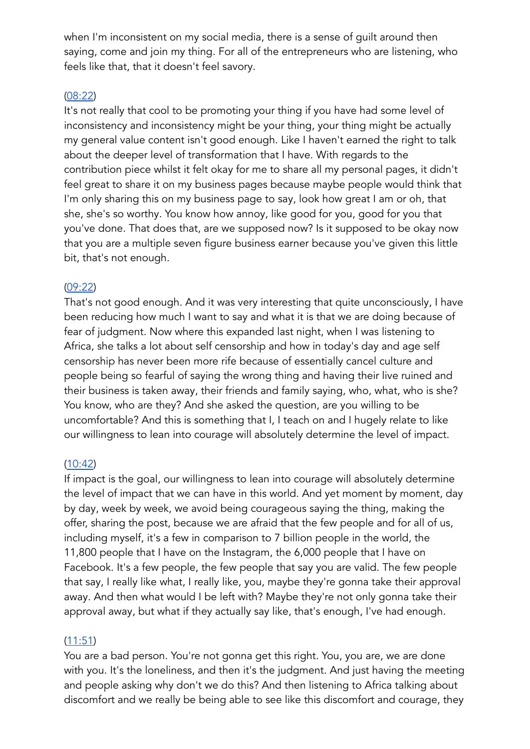when I'm inconsistent on my social media, there is a sense of guilt around then saying, come and join my thing. For all of the entrepreneurs who are listening, who feels like that, that it doesn't feel savory.

(08:22)
It's not really that cool to be promoting your thing if you have had some level of inconsistency and inconsistency might be your thing, your thing might be actually my general value content isn't good enough. Like I haven't earned the right to talk about the deeper level of transformation that I have. With regards to the contribution piece whilst it felt okay for me to share all my personal pages, it didn't feel great to share it on my business pages because maybe people would think that I'm only sharing this on my business page to say, look how great I am or oh, that she, she's so worthy. You know how annoy, like good for you, good for you that you've done. That does that, are we supposed now? Is it supposed to be okay now that you are a multiple seven figure business earner because you've given this little bit, that's not enough.

(09:22)
That's not good enough. And it was very interesting that quite unconsciously, I have been reducing how much I want to say and what it is that we are doing because of fear of judgment. Now where this expanded last night, when I was listening to Africa, she talks a lot about self censorship and how in today's day and age self censorship has never been more rife because of essentially cancel culture and people being so fearful of saying the wrong thing and having their live ruined and their business is taken away, their friends and family saying, who, what, who is she? You know, who are they? And she asked the question, are you willing to be uncomfortable? And this is something that I, I teach on and I hugely relate to like our willingness to lean into courage will absolutely determine the level of impact.

(10:42)
If impact is the goal, our willingness to lean into courage will absolutely determine the level of impact that we can have in this world. And yet moment by moment, day by day, week by week, we avoid being courageous saying the thing, making the offer, sharing the post, because we are afraid that the few people and for all of us, including myself, it's a few in comparison to 7 billion people in the world, the 11,800 people that I have on the Instagram, the 6,000 people that I have on Facebook. It's a few people, the few people that say you are valid. The few people that say, I really like what, I really like, you, maybe they're gonna take their approval away. And then what would I be left with? Maybe they're not only gonna take their approval away, but what if they actually say like, that's enough, I've had enough.

(11:51)
You are a bad person. You're not gonna get this right. You, you are, we are done with you. It's the loneliness, and then it's the judgment. And just having the meeting and people asking why don't we do this? And then listening to Africa talking about discomfort and we really be being able to see like this discomfort and courage, they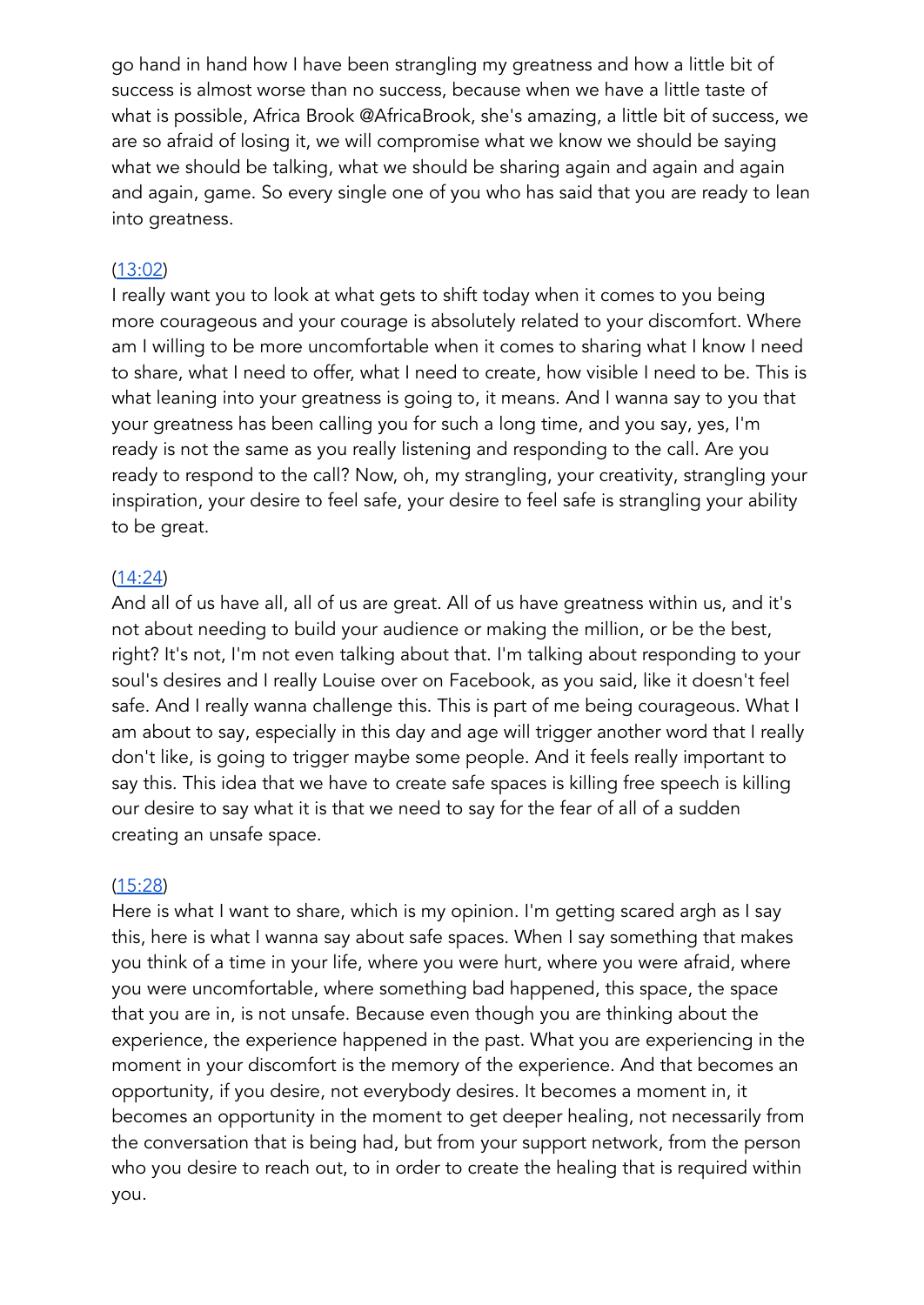go hand in hand how I have been strangling my greatness and how a little bit of success is almost worse than no success, because when we have a little taste of what is possible, Africa Brook @AfricaBrook, she's amazing, a little bit of success, we are so afraid of losing it, we will compromise what we know we should be saying what we should be talking, what we should be sharing again and again and again and again, game. So every single one of you who has said that you are ready to lean into greatness.

(13:02)
I really want you to look at what gets to shift today when it comes to you being more courageous and your courage is absolutely related to your discomfort. Where am I willing to be more uncomfortable when it comes to sharing what I know I need to share, what I need to offer, what I need to create, how visible I need to be. This is what leaning into your greatness is going to, it means. And I wanna say to you that your greatness has been calling you for such a long time, and you say, yes, I'm ready is not the same as you really listening and responding to the call. Are you ready to respond to the call? Now, oh, my strangling, your creativity, strangling your inspiration, your desire to feel safe, your desire to feel safe is strangling your ability to be great.

(14:24)
And all of us have all, all of us are great. All of us have greatness within us, and it's not about needing to build your audience or making the million, or be the best, right? It's not, I'm not even talking about that. I'm talking about responding to your soul's desires and I really Louise over on Facebook, as you said, like it doesn't feel safe. And I really wanna challenge this. This is part of me being courageous. What I am about to say, especially in this day and age will trigger another word that I really don't like, is going to trigger maybe some people. And it feels really important to say this. This idea that we have to create safe spaces is killing free speech is killing our desire to say what it is that we need to say for the fear of all of a sudden creating an unsafe space.

(15:28)
Here is what I want to share, which is my opinion. I'm getting scared argh as I say this, here is what I wanna say about safe spaces. When I say something that makes you think of a time in your life, where you were hurt, where you were afraid, where you were uncomfortable, where something bad happened, this space, the space that you are in, is not unsafe. Because even though you are thinking about the experience, the experience happened in the past. What you are experiencing in the moment in your discomfort is the memory of the experience. And that becomes an opportunity, if you desire, not everybody desires. It becomes a moment in, it becomes an opportunity in the moment to get deeper healing, not necessarily from the conversation that is being had, but from your support network, from the person who you desire to reach out, to in order to create the healing that is required within you.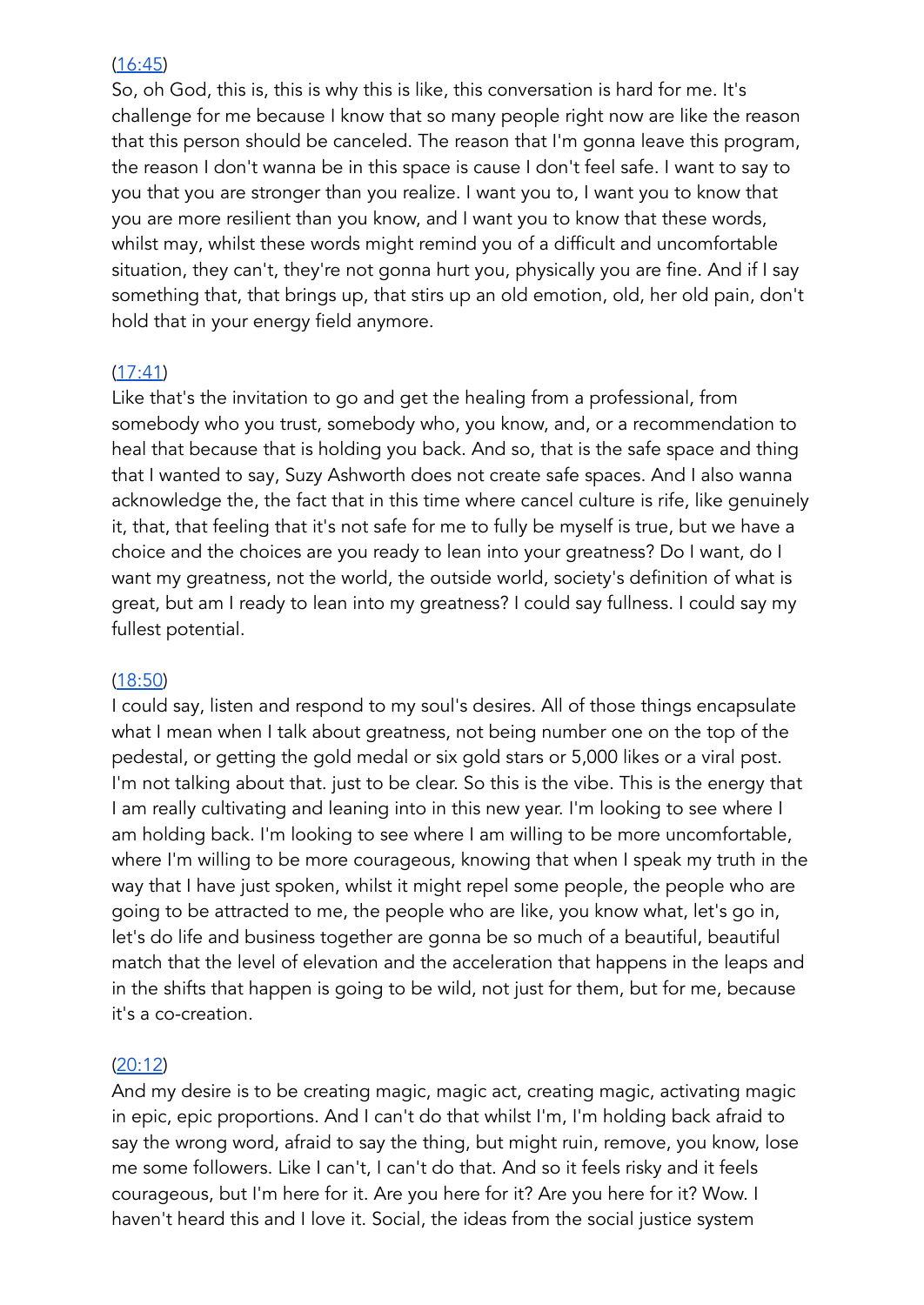([16:45](#))
So, oh God, this is, this is why this is like, this conversation is hard for me. It's challenge for me because I know that so many people right now are like the reason that this person should be canceled. The reason that I'm gonna leave this program, the reason I don't wanna be in this space is cause I don't feel safe. I want to say to you that you are stronger than you realize. I want you to, I want you to know that you are more resilient than you know, and I want you to know that these words, whilst may, whilst these words might remind you of a difficult and uncomfortable situation, they can't, they're not gonna hurt you, physically you are fine. And if I say something that, that brings up, that stirs up an old emotion, old, her old pain, don't hold that in your energy field anymore.

([17:41](#))
Like that's the invitation to go and get the healing from a professional, from somebody who you trust, somebody who, you know, and, or a recommendation to heal that because that is holding you back. And so, that is the safe space and thing that I wanted to say, Suzy Ashworth does not create safe spaces. And I also wanna acknowledge the, the fact that in this time where cancel culture is rife, like genuinely it, that, that feeling that it's not safe for me to fully be myself is true, but we have a choice and the choices are you ready to lean into your greatness? Do I want, do I want my greatness, not the world, the outside world, society's definition of what is great, but am I ready to lean into my greatness? I could say fullness. I could say my fullest potential.

([18:50](#))
I could say, listen and respond to my soul's desires. All of those things encapsulate what I mean when I talk about greatness, not being number one on the top of the pedestal, or getting the gold medal or six gold stars or 5,000 likes or a viral post. I'm not talking about that. just to be clear. So this is the vibe. This is the energy that I am really cultivating and leaning into in this new year. I'm looking to see where I am holding back. I'm looking to see where I am willing to be more uncomfortable, where I'm willing to be more courageous, knowing that when I speak my truth in the way that I have just spoken, whilst it might repel some people, the people who are going to be attracted to me, the people who are like, you know what, let's go in, let's do life and business together are gonna be so much of a beautiful, beautiful match that the level of elevation and the acceleration that happens in the leaps and in the shifts that happen is going to be wild, not just for them, but for me, because it's a co-creation.

([20:12](#))
And my desire is to be creating magic, magic act, creating magic, activating magic in epic, epic proportions. And I can't do that whilst I'm, I'm holding back afraid to say the wrong word, afraid to say the thing, but might ruin, remove, you know, lose me some followers. Like I can't, I can't do that. And so it feels risky and it feels courageous, but I'm here for it. Are you here for it? Are you here for it? Wow. I haven't heard this and I love it. Social, the ideas from the social justice system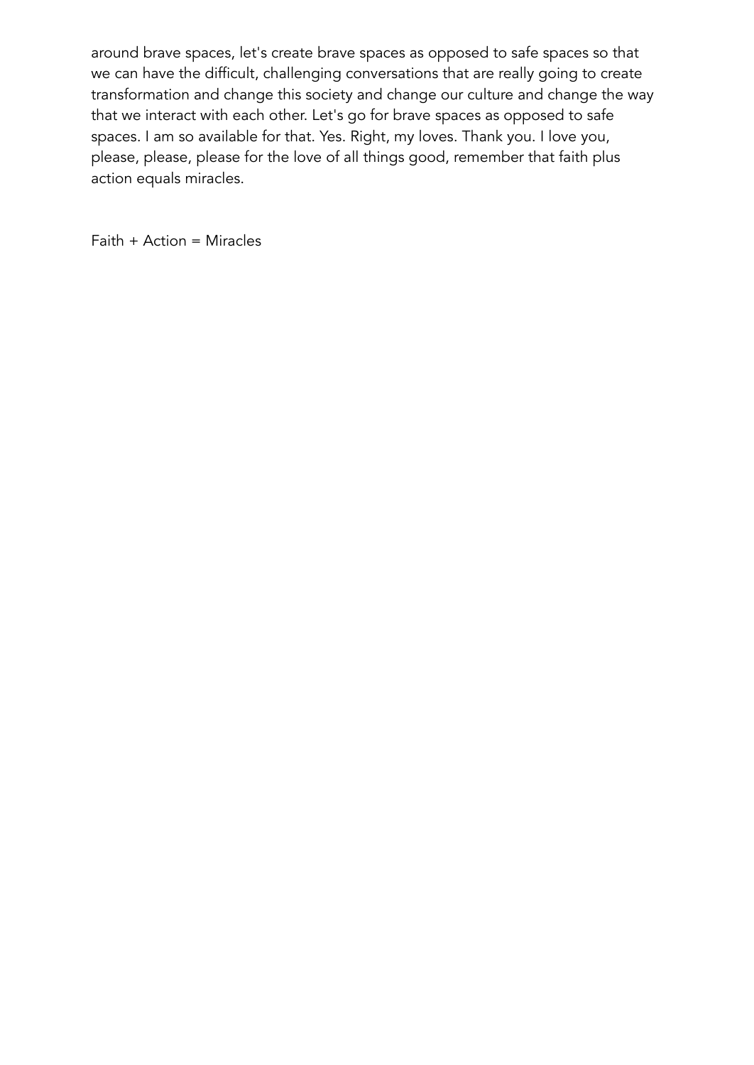around brave spaces, let's create brave spaces as opposed to safe spaces so that we can have the difficult, challenging conversations that are really going to create transformation and change this society and change our culture and change the way that we interact with each other. Let's go for brave spaces as opposed to safe spaces. I am so available for that. Yes. Right, my loves. Thank you. I love you, please, please, please for the love of all things good, remember that faith plus action equals miracles.

Faith + Action = Miracles